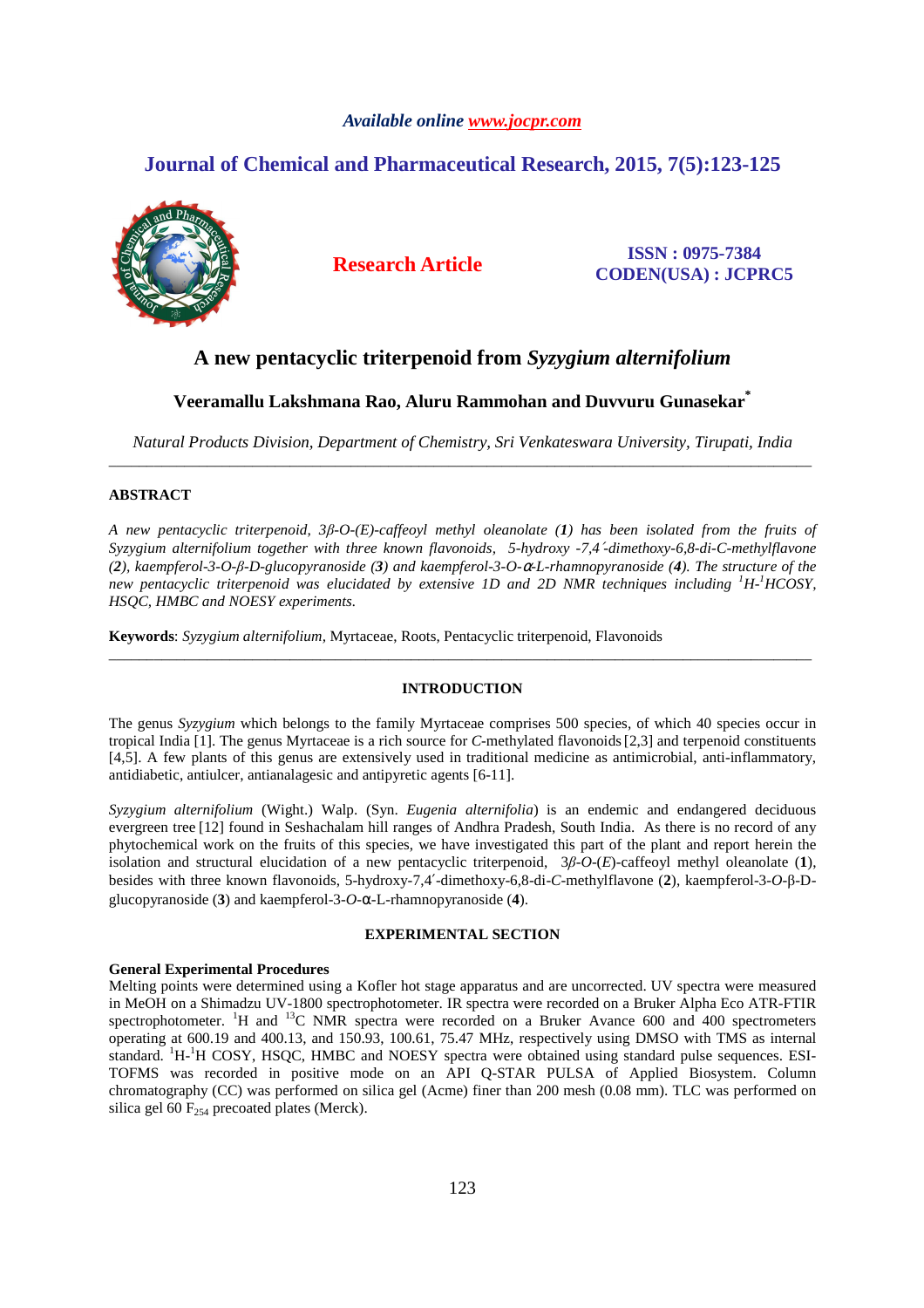Available online www.jocpr.com

# Journal of Chemical and Pharmaceutical Research, 2015, 7(5):123-125

**Research Article**

**ISSN : 0975-7384**
**CODEN(USA) : JCPRC5**

# A new pentacyclic triterpenoid from *Syzygium alternifolium*

**Veeramallu Lakshmana Rao, Aluru Rammohan and Duvvuru Gunasekar***

*Natural Products Division, Department of Chemistry, Sri Venkateswara University, Tirupati, India*

---

## ABSTRACT

*A new pentacyclic triterpenoid, 3β-O-(E)-caffeoyl methyl oleanolate (**1**) has been isolated from the fruits of Syzygium alternifolium together with three known flavonoids, 5-hydroxy -7,4′-dimethoxy-6,8-di-C-methylflavone (**2**), kaempferol-3-O-β-D-glucopyranoside (**3**) and kaempferol-3-O-α-L-rhamnopyranoside (**4**). The structure of the new pentacyclic triterpenoid was elucidated by extensive 1D and 2D NMR techniques including $^{1}H$-$^{1}H$COSY, HSQC, HMBC and NOESY experiments.*

**Keywords**: *Syzygium alternifolium*, Myrtaceae, Roots, Pentacyclic triterpenoid, Flavonoids

---

## INTRODUCTION

The genus *Syzygium* which belongs to the family Myrtaceae comprises 500 species, of which 40 species occur in tropical India [1]. The genus Myrtaceae is a rich source for *C*-methylated flavonoids [2,3] and terpenoid constituents [4,5]. A few plants of this genus are extensively used in traditional medicine as antimicrobial, anti-inflammatory, antidiabetic, antiulcer, antianalagesic and antipyretic agents [6-11].

*Syzygium alternifolium* (Wight.) Walp. (Syn. *Eugenia alternifolia*) is an endemic and endangered deciduous evergreen tree [12] found in Seshachalam hill ranges of Andhra Pradesh, South India. As there is no record of any phytochemical work on the fruits of this species, we have investigated this part of the plant and report herein the isolation and structural elucidation of a new pentacyclic triterpenoid, 3*β*-*O*-(*E*)-caffeoyl methyl oleanolate (**1**), besides with three known flavonoids, 5-hydroxy-7,4′-dimethoxy-6,8-di-*C*-methylflavone (**2**), kaempferol-3-*O*-β-D-glucopyranoside (**3**) and kaempferol-3-*O*-α-L-rhamnopyranoside (**4**).

## EXPERIMENTAL SECTION

### General Experimental Procedures

Melting points were determined using a Kofler hot stage apparatus and are uncorrected. UV spectra were measured in MeOH on a Shimadzu UV-1800 spectrophotometer. IR spectra were recorded on a Bruker Alpha Eco ATR-FTIR spectrophotometer. $^{1}H$ and $^{13}C$ NMR spectra were recorded on a Bruker Avance 600 and 400 spectrometers operating at 600.19 and 400.13, and 150.93, 100.61, 75.47 MHz, respectively using DMSO with TMS as internal standard. $^{1}H$-$^{1}H$ COSY, HSQC, HMBC and NOESY spectra were obtained using standard pulse sequences. ESI-TOFMS was recorded in positive mode on an API Q-STAR PULSA of Applied Biosystem. Column chromatography (CC) was performed on silica gel (Acme) finer than 200 mesh (0.08 mm). TLC was performed on silica gel 60 $F_{254}$ precoated plates (Merck).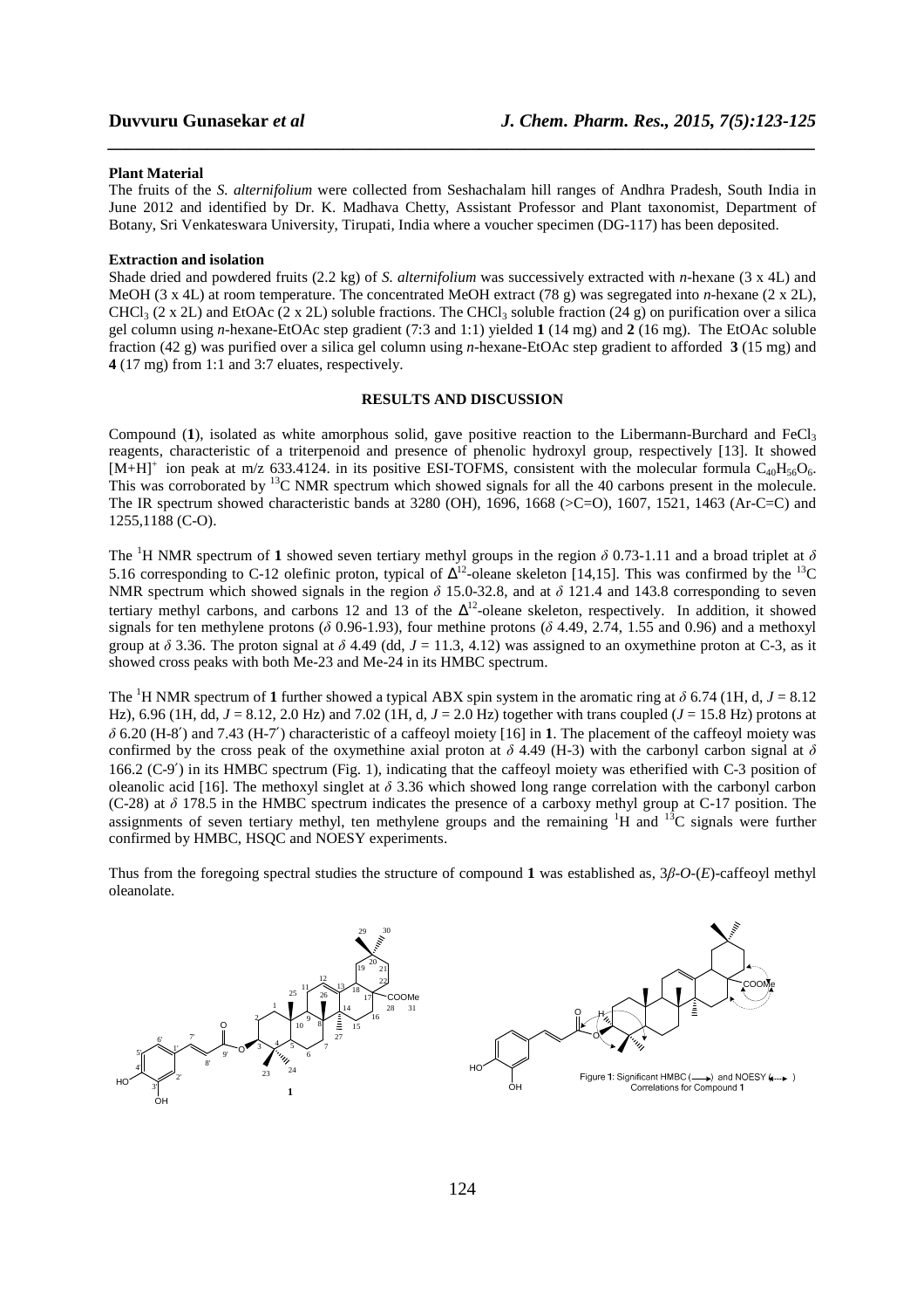**Plant Material**

The fruits of the *S. alternifolium* were collected from Seshachalam hill ranges of Andhra Pradesh, South India in June 2012 and identified by Dr. K. Madhava Chetty, Assistant Professor and Plant taxonomist, Department of Botany, Sri Venkateswara University, Tirupati, India where a voucher specimen (DG-117) has been deposited.

**Extraction and isolation**

Shade dried and powdered fruits (2.2 kg) of *S. alternifolium* was successively extracted with *n*-hexane (3 x 4L) and MeOH (3 x 4L) at room temperature. The concentrated MeOH extract (78 g) was segregated into *n*-hexane (2 x 2L), $CHCl_3$ (2 x 2L) and EtOAc (2 x 2L) soluble fractions. The $CHCl_3$ soluble fraction (24 g) on purification over a silica gel column using *n*-hexane-EtOAc step gradient (7:3 and 1:1) yielded **1** (14 mg) and **2** (16 mg). The EtOAc soluble fraction (42 g) was purified over a silica gel column using *n*-hexane-EtOAc step gradient to afforded **3** (15 mg) and **4** (17 mg) from 1:1 and 3:7 eluates, respectively.

## RESULTS AND DISCUSSION

Compound (**1**), isolated as white amorphous solid, gave positive reaction to the Libermann-Burchard and $FeCl_3$ reagents, characteristic of a triterpenoid and presence of phenolic hydroxyl group, respectively [13]. It showed $[M+H]^+$ ion peak at m/z 633.4124. in its positive ESI-TOFMS, consistent with the molecular formula $C_{40}H_{56}O_6$. This was corroborated by $^{13}C$ NMR spectrum which showed signals for all the 40 carbons present in the molecule. The IR spectrum showed characteristic bands at 3280 (OH), 1696, 1668 (>C=O), 1607, 1521, 1463 (Ar-C=C) and 1255,1188 (C-O).

The $^1H$ NMR spectrum of **1** showed seven tertiary methyl groups in the region $\delta$ 0.73-1.11 and a broad triplet at $\delta$ 5.16 corresponding to C-12 olefinic proton, typical of $\Delta^{12}$-oleane skeleton [14,15]. This was confirmed by the $^{13}C$ NMR spectrum which showed signals in the region $\delta$ 15.0-32.8, and at $\delta$ 121.4 and 143.8 corresponding to seven tertiary methyl carbons, and carbons 12 and 13 of the $\Delta^{12}$-oleane skeleton, respectively. In addition, it showed signals for ten methylene protons ($\delta$ 0.96-1.93), four methine protons ($\delta$ 4.49, 2.74, 1.55 and 0.96) and a methoxyl group at $\delta$ 3.36. The proton signal at $\delta$ 4.49 (dd, $J$ = 11.3, 4.12) was assigned to an oxymethine proton at C-3, as it showed cross peaks with both Me-23 and Me-24 in its HMBC spectrum.

The $^1H$ NMR spectrum of **1** further showed a typical ABX spin system in the aromatic ring at $\delta$ 6.74 (1H, d, $J$ = 8.12 Hz), 6.96 (1H, dd, $J$ = 8.12, 2.0 Hz) and 7.02 (1H, d, $J$ = 2.0 Hz) together with trans coupled ($J$ = 15.8 Hz) protons at $\delta$ 6.20 (H-8′) and 7.43 (H-7′) characteristic of a caffeoyl moiety [16] in **1**. The placement of the caffeoyl moiety was confirmed by the cross peak of the oxymethine axial proton at $\delta$ 4.49 (H-3) with the carbonyl carbon signal at $\delta$ 166.2 (C-9′) in its HMBC spectrum (Fig. 1), indicating that the caffeoyl moiety was etherified with C-3 position of oleanolic acid [16]. The methoxyl singlet at $\delta$ 3.36 which showed long range correlation with the carbonyl carbon (C-28) at $\delta$ 178.5 in the HMBC spectrum indicates the presence of a carboxy methyl group at C-17 position. The assignments of seven tertiary methyl, ten methylene groups and the remaining $^1H$ and $^{13}C$ signals were further confirmed by HMBC, HSQC and NOESY experiments.

Thus from the foregoing spectral studies the structure of compound **1** was established as, 3*β*-*O*-(*E*)-caffeoyl methyl oleanolate.

Figure 1: Significant HMBC (⟶) and NOESY (⟷) Correlations for Compound **1**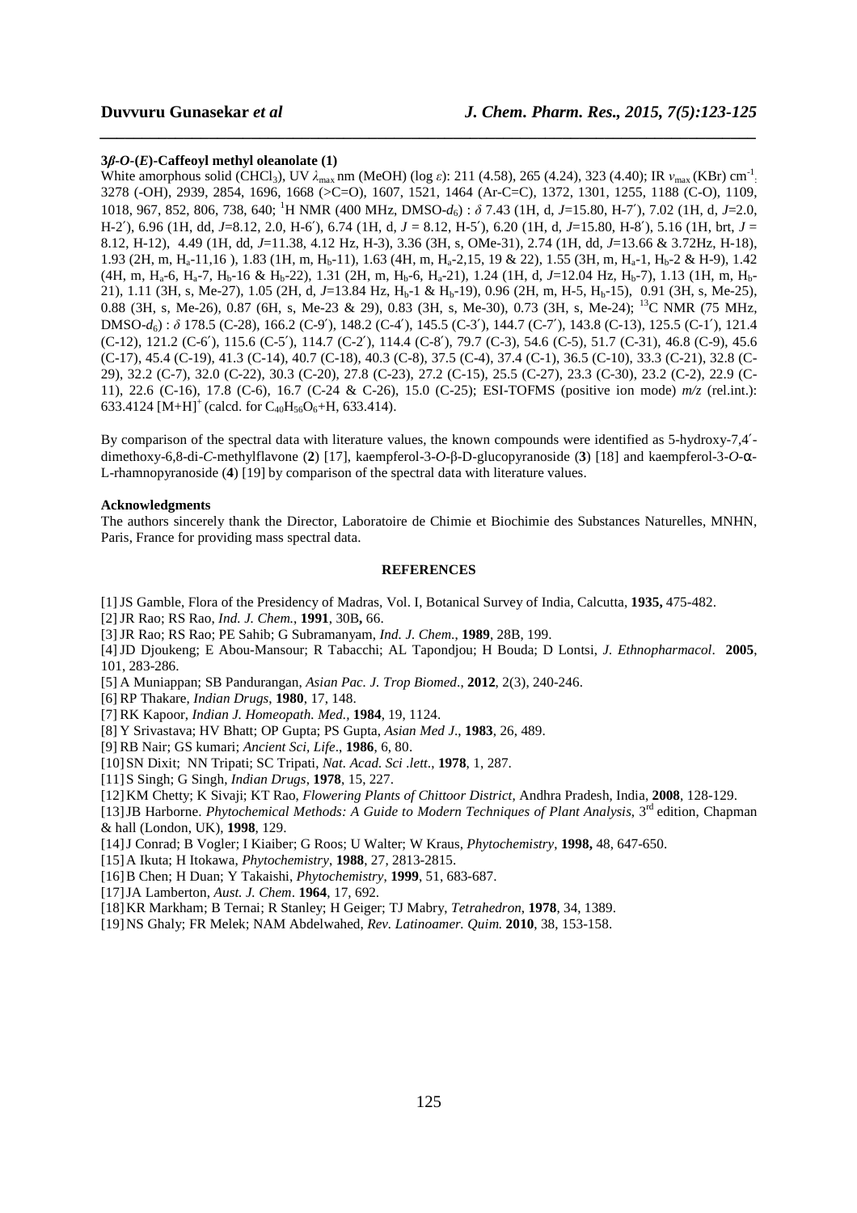**3*β*-*O*-(*E*)-Caffeoyl methyl oleanolate (1)**

White amorphous solid ($CHCl_3$), UV $\lambda_{max}$ nm (MeOH) (log *ε*): 211 (4.58), 265 (4.24), 323 (4.40); IR $\nu_{max}$ (KBr) $cm^{-1}$: 3278 (-OH), 2939, 2854, 1696, 1668 (>C=O), 1607, 1521, 1464 (Ar-C=C), 1372, 1301, 1255, 1188 (C-O), 1109, 1018, 967, 852, 806, 738, 640; $^1$H NMR (400 MHz, DMSO-$d_6$) : *δ* 7.43 (1H, d, *J*=15.80, H-7′), 7.02 (1H, d, *J*=2.0, H-2′), 6.96 (1H, dd, *J*=8.12, 2.0, H-6′), 6.74 (1H, d, *J* = 8.12, H-5′), 6.20 (1H, d, *J*=15.80, H-8′), 5.16 (1H, brt, *J* = 8.12, H-12), 4.49 (1H, dd, *J*=11.38, 4.12 Hz, H-3), 3.36 (3H, s, OMe-31), 2.74 (1H, dd, *J*=13.66 & 3.72Hz, H-18), 1.93 (2H, m, $H_a$-11,16 ), 1.83 (1H, m, $H_b$-11), 1.63 (4H, m, $H_a$-2,15, 19 & 22), 1.55 (3H, m, $H_a$-1, $H_b$-2 & H-9), 1.42 (4H, m, $H_a$-6, $H_a$-7, $H_b$-16 & $H_b$-22), 1.31 (2H, m, $H_b$-6, $H_a$-21), 1.24 (1H, d, *J*=12.04 Hz, $H_b$-7), 1.13 (1H, m, $H_b$-21), 1.11 (3H, s, Me-27), 1.05 (2H, d, *J*=13.84 Hz, $H_b$-1 & $H_b$-19), 0.96 (2H, m, H-5, $H_b$-15), 0.91 (3H, s, Me-25), 0.88 (3H, s, Me-26), 0.87 (6H, s, Me-23 & 29), 0.83 (3H, s, Me-30), 0.73 (3H, s, Me-24); $^{13}$C NMR (75 MHz, DMSO-$d_6$) : *δ* 178.5 (C-28), 166.2 (C-9′), 148.2 (C-4′), 145.5 (C-3′), 144.7 (C-7′), 143.8 (C-13), 125.5 (C-1′), 121.4 (C-12), 121.2 (C-6′), 115.6 (C-5′), 114.7 (C-2′), 114.4 (C-8′), 79.7 (C-3), 54.6 (C-5), 51.7 (C-31), 46.8 (C-9), 45.6 (C-17), 45.4 (C-19), 41.3 (C-14), 40.7 (C-18), 40.3 (C-8), 37.5 (C-4), 37.4 (C-1), 36.5 (C-10), 33.3 (C-21), 32.8 (C-29), 32.2 (C-7), 32.0 (C-22), 30.3 (C-20), 27.8 (C-23), 27.2 (C-15), 25.5 (C-27), 23.3 (C-30), 23.2 (C-2), 22.9 (C-11), 22.6 (C-16), 17.8 (C-6), 16.7 (C-24 & C-26), 15.0 (C-25); ESI-TOFMS (positive ion mode) *m/z* (rel.int.): 633.4124 $[M+H]^+$ (calcd. for $C_{40}H_{56}O_6$+H, 633.414).

By comparison of the spectral data with literature values, the known compounds were identified as 5-hydroxy-7,4′-dimethoxy-6,8-di-*C*-methylflavone (**2**) [17], kaempferol-3-*O*-β-D-glucopyranoside (**3**) [18] and kaempferol-3-*O*-α-L-rhamnopyranoside (**4**) [19] by comparison of the spectral data with literature values.

**Acknowledgments**

The authors sincerely thank the Director, Laboratoire de Chimie et Biochimie des Substances Naturelles, MNHN, Paris, France for providing mass spectral data.

## REFERENCES

[1] JS Gamble, Flora of the Presidency of Madras, Vol. I, Botanical Survey of India, Calcutta, **1935,** 475-482.

[2] JR Rao; RS Rao, *Ind. J. Chem.*, **1991**, 30B**,** 66.

[3] JR Rao; RS Rao; PE Sahib; G Subramanyam, *Ind. J. Chem*., **1989**, 28B, 199.

[4] JD Djoukeng; E Abou-Mansour; R Tabacchi; AL Tapondjou; H Bouda; D Lontsi, *J. Ethnopharmacol*. **2005**, 101, 283-286.

[5] A Muniappan; SB Pandurangan, *Asian Pac. J. Trop Biomed*., **2012**, 2(3), 240-246.

[6] RP Thakare, *Indian Drugs*, **1980**, 17, 148.

[7] RK Kapoor, *Indian J. Homeopath. Med.*, **1984**, 19, 1124.

[8] Y Srivastava; HV Bhatt; OP Gupta; PS Gupta, *Asian Med J*., **1983**, 26, 489.

[9] RB Nair; GS kumari; *Ancient Sci, Life*., **1986**, 6, 80.

[10] SN Dixit; NN Tripati; SC Tripati, *Nat. Acad. Sci .lett*., **1978**, 1, 287.

[11] S Singh; G Singh, *Indian Drugs*, **1978**, 15, 227.

[12] KM Chetty; K Sivaji; KT Rao, *Flowering Plants of Chittoor District*, Andhra Pradesh, India, **2008**, 128-129.

[13] JB Harborne. *Phytochemical Methods: A Guide to Modern Techniques of Plant Analysis*, 3rd edition, Chapman & hall (London, UK), **1998**, 129.

[14] J Conrad; B Vogler; I Kiaiber; G Roos; U Walter; W Kraus, *Phytochemistry*, **1998,** 48, 647-650.

[15] A Ikuta; H Itokawa, *Phytochemistry*, **1988**, 27, 2813-2815.

[16] B Chen; H Duan; Y Takaishi, *Phytochemistry*, **1999**, 51, 683-687.

[17] JA Lamberton, *Aust. J. Chem*. **1964**, 17, 692.

[18] KR Markham; B Ternai; R Stanley; H Geiger; TJ Mabry, *Tetrahedron*, **1978**, 34, 1389.

[19] NS Ghaly; FR Melek; NAM Abdelwahed, *Rev. Latinoamer. Quim.* **2010**, 38, 153-158.